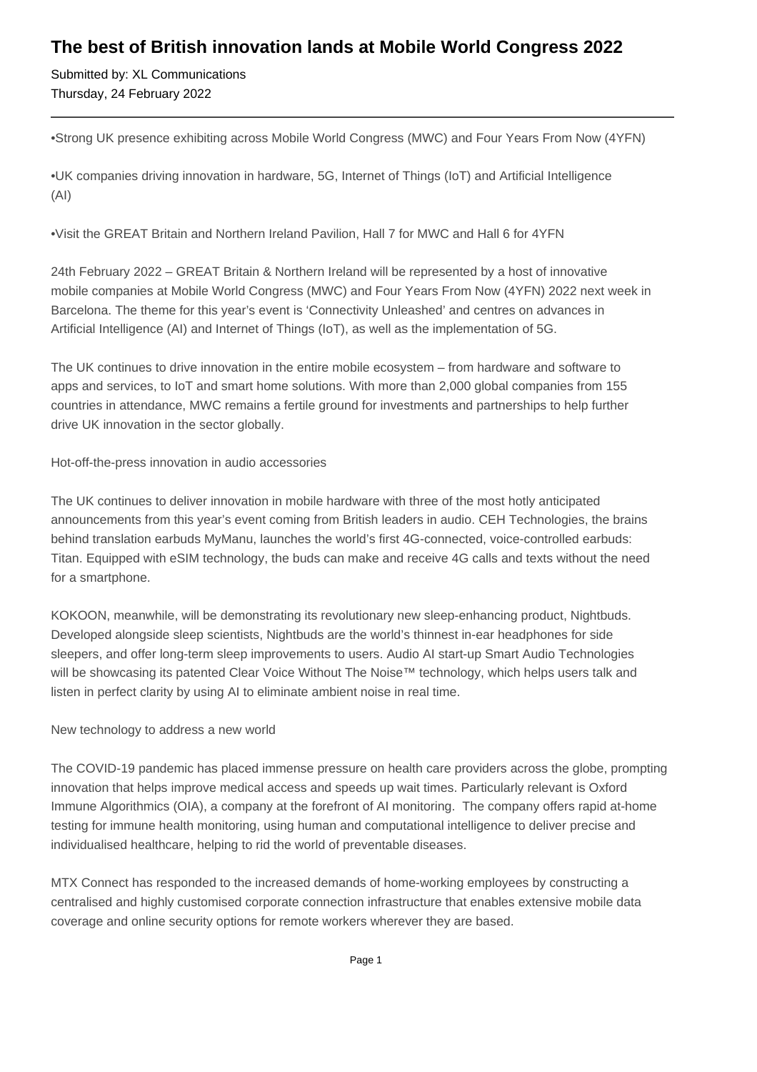# The best of British innovation lands at Mobile World Congress 2022

Submitted by: XL Communications
Thursday, 24 February 2022

---

•Strong UK presence exhibiting across Mobile World Congress (MWC) and Four Years From Now (4YFN)

•UK companies driving innovation in hardware, 5G, Internet of Things (IoT) and Artificial Intelligence (AI)

•Visit the GREAT Britain and Northern Ireland Pavilion, Hall 7 for MWC and Hall 6 for 4YFN

24th February 2022 – GREAT Britain & Northern Ireland will be represented by a host of innovative mobile companies at Mobile World Congress (MWC) and Four Years From Now (4YFN) 2022 next week in Barcelona. The theme for this year's event is 'Connectivity Unleashed' and centres on advances in Artificial Intelligence (AI) and Internet of Things (IoT), as well as the implementation of 5G.

The UK continues to drive innovation in the entire mobile ecosystem – from hardware and software to apps and services, to IoT and smart home solutions. With more than 2,000 global companies from 155 countries in attendance, MWC remains a fertile ground for investments and partnerships to help further drive UK innovation in the sector globally.

Hot-off-the-press innovation in audio accessories

The UK continues to deliver innovation in mobile hardware with three of the most hotly anticipated announcements from this year's event coming from British leaders in audio. CEH Technologies, the brains behind translation earbuds MyManu, launches the world's first 4G-connected, voice-controlled earbuds: Titan. Equipped with eSIM technology, the buds can make and receive 4G calls and texts without the need for a smartphone.

KOKOON, meanwhile, will be demonstrating its revolutionary new sleep-enhancing product, Nightbuds. Developed alongside sleep scientists, Nightbuds are the world's thinnest in-ear headphones for side sleepers, and offer long-term sleep improvements to users. Audio AI start-up Smart Audio Technologies will be showcasing its patented Clear Voice Without The Noise™ technology, which helps users talk and listen in perfect clarity by using AI to eliminate ambient noise in real time.

New technology to address a new world

The COVID-19 pandemic has placed immense pressure on health care providers across the globe, prompting innovation that helps improve medical access and speeds up wait times. Particularly relevant is Oxford Immune Algorithmics (OIA), a company at the forefront of AI monitoring. The company offers rapid at-home testing for immune health monitoring, using human and computational intelligence to deliver precise and individualised healthcare, helping to rid the world of preventable diseases.

MTX Connect has responded to the increased demands of home-working employees by constructing a centralised and highly customised corporate connection infrastructure that enables extensive mobile data coverage and online security options for remote workers wherever they are based.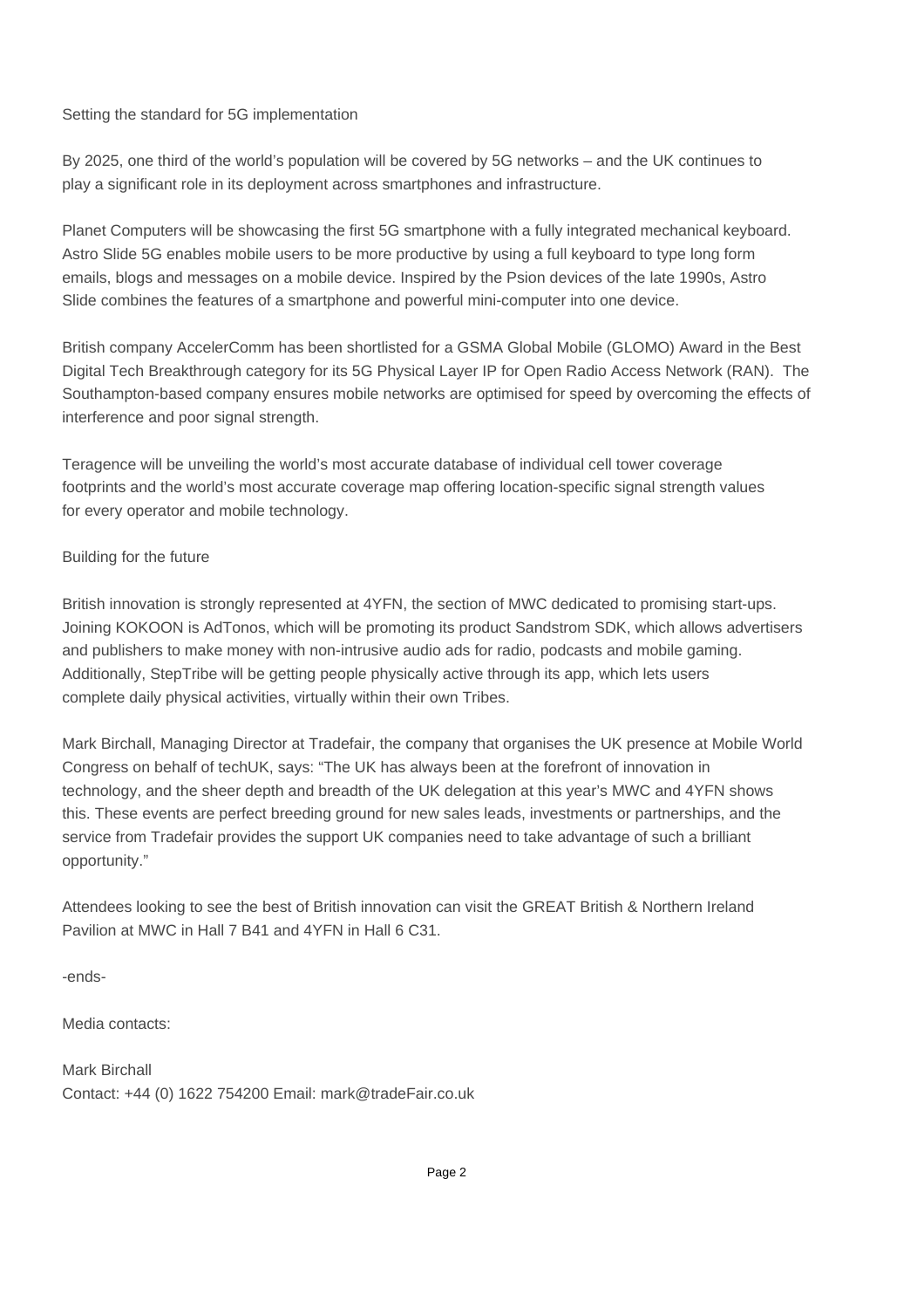## Setting the standard for 5G implementation

By 2025, one third of the world's population will be covered by 5G networks – and the UK continues to play a significant role in its deployment across smartphones and infrastructure.

Planet Computers will be showcasing the first 5G smartphone with a fully integrated mechanical keyboard. Astro Slide 5G enables mobile users to be more productive by using a full keyboard to type long form emails, blogs and messages on a mobile device. Inspired by the Psion devices of the late 1990s, Astro Slide combines the features of a smartphone and powerful mini-computer into one device.

British company AccelerComm has been shortlisted for a GSMA Global Mobile (GLOMO) Award in the Best Digital Tech Breakthrough category for its 5G Physical Layer IP for Open Radio Access Network (RAN). The Southampton-based company ensures mobile networks are optimised for speed by overcoming the effects of interference and poor signal strength.

Teragence will be unveiling the world's most accurate database of individual cell tower coverage footprints and the world's most accurate coverage map offering location-specific signal strength values for every operator and mobile technology.

## Building for the future

British innovation is strongly represented at 4YFN, the section of MWC dedicated to promising start-ups. Joining KOKOON is AdTonos, which will be promoting its product Sandstrom SDK, which allows advertisers and publishers to make money with non-intrusive audio ads for radio, podcasts and mobile gaming. Additionally, StepTribe will be getting people physically active through its app, which lets users complete daily physical activities, virtually within their own Tribes.

Mark Birchall, Managing Director at Tradefair, the company that organises the UK presence at Mobile World Congress on behalf of techUK, says: "The UK has always been at the forefront of innovation in technology, and the sheer depth and breadth of the UK delegation at this year's MWC and 4YFN shows this. These events are perfect breeding ground for new sales leads, investments or partnerships, and the service from Tradefair provides the support UK companies need to take advantage of such a brilliant opportunity."

Attendees looking to see the best of British innovation can visit the GREAT British & Northern Ireland Pavilion at MWC in Hall 7 B41 and 4YFN in Hall 6 C31.

-ends-

Media contacts:

Mark Birchall
Contact: +44 (0) 1622 754200 Email: mark@tradeFair.co.uk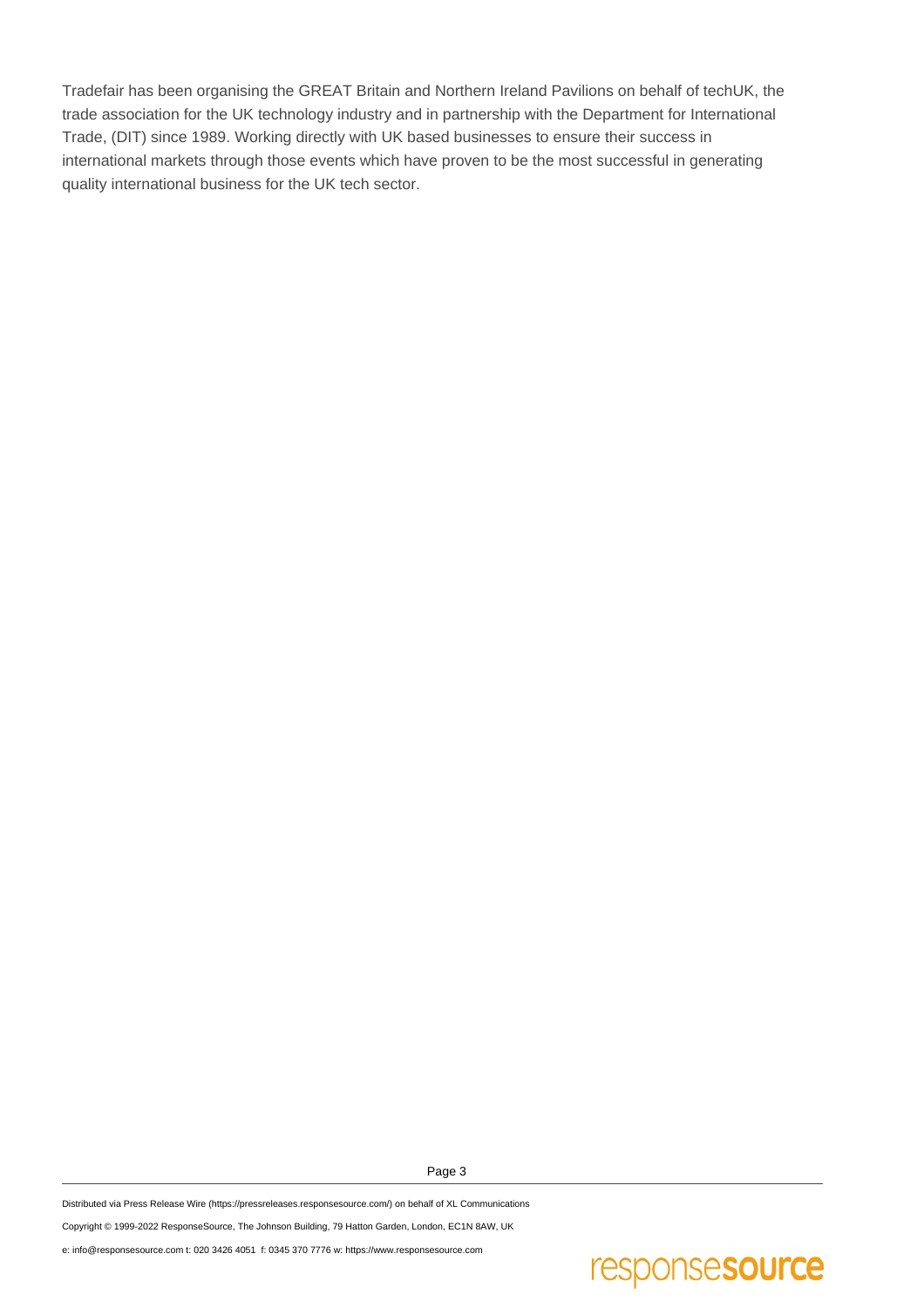Tradefair has been organising the GREAT Britain and Northern Ireland Pavilions on behalf of techUK, the trade association for the UK technology industry and in partnership with the Department for International Trade, (DIT) since 1989. Working directly with UK based businesses to ensure their success in international markets through those events which have proven to be the most successful in generating quality international business for the UK tech sector.